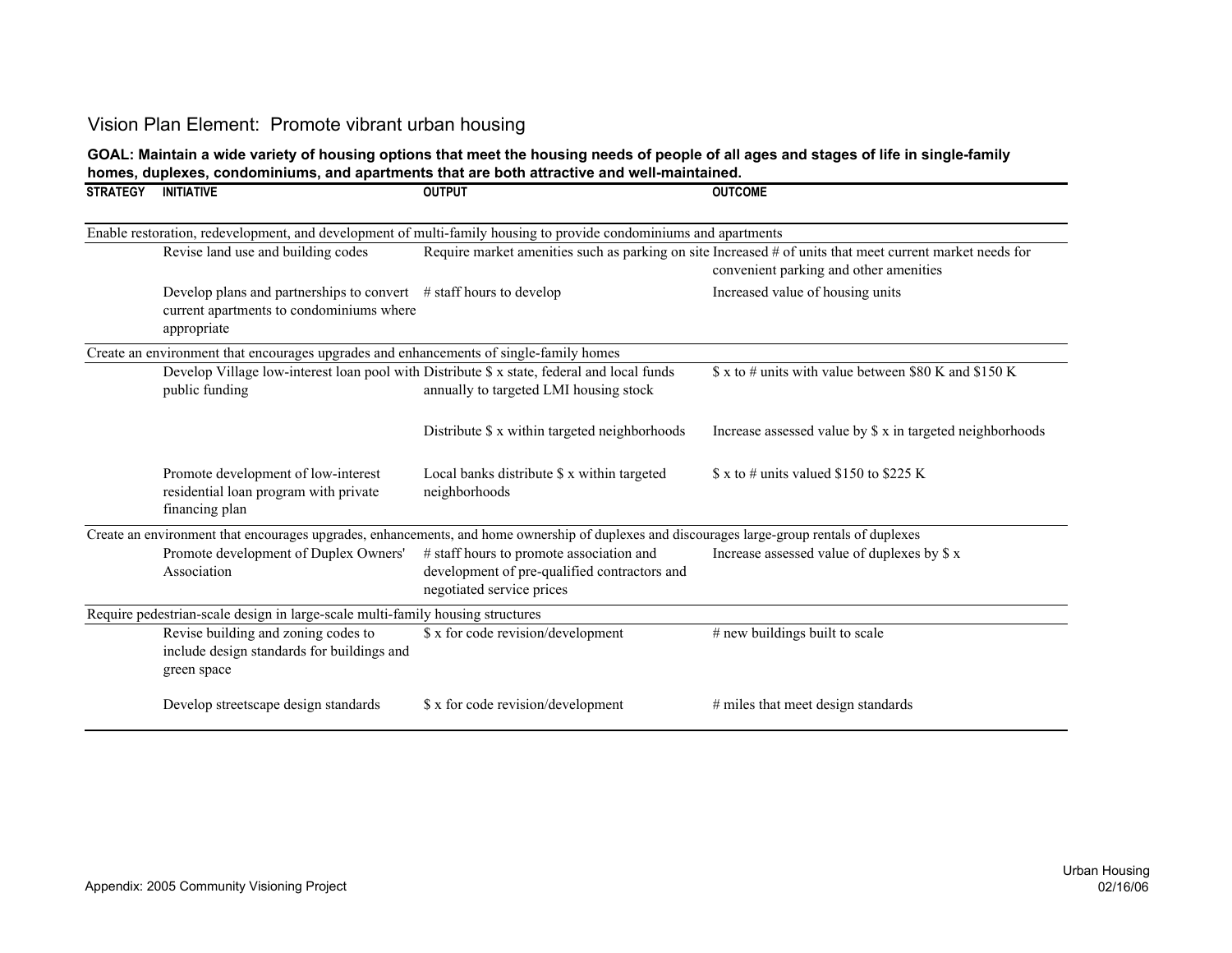# Vision Plan Element: Promote vibrant urban housing

**GOAL: Maintain a wide variety of housing options that meet the housing needs of people of all ages and stages of life in single-family homes, duplexes, condominiums, and apartments that are both attractive and well-maintained.**

| STRATEGY | INITIATIVE | OUTPUT | OUTCOME |
|---|---|---|---|
| Enable restoration, redevelopment, and development of multi-family housing to provide condominiums and apartments | | | |
| | Revise land use and building codes | Require market amenities such as parking on site | Increased # of units that meet current market needs for convenient parking and other amenities |
| | Develop plans and partnerships to convert current apartments to condominiums where appropriate | # staff hours to develop | Increased value of housing units |
| Create an environment that encourages upgrades and enhancements of single-family homes | | | |
| | Develop Village low-interest loan pool with public funding | Distribute $ x state, federal and local funds annually to targeted LMI housing stock | $ x to # units with value between $80 K and $150 K |
| | | Distribute $ x within targeted neighborhoods | Increase assessed value by $ x in targeted neighborhoods |
| | Promote development of low-interest residential loan program with private financing plan | Local banks distribute $ x within targeted neighborhoods | $ x to # units valued $150 to $225 K |
| Create an environment that encourages upgrades, enhancements, and home ownership of duplexes and discourages large-group rentals of duplexes | | | |
| | Promote development of Duplex Owners' Association | # staff hours to promote association and development of pre-qualified contractors and negotiated service prices | Increase assessed value of duplexes by $ x |
| Require pedestrian-scale design in large-scale multi-family housing structures | | | |
| | Revise building and zoning codes to include design standards for buildings and green space | $ x for code revision/development | # new buildings built to scale |
| | Develop streetscape design standards | $ x for code revision/development | # miles that meet design standards |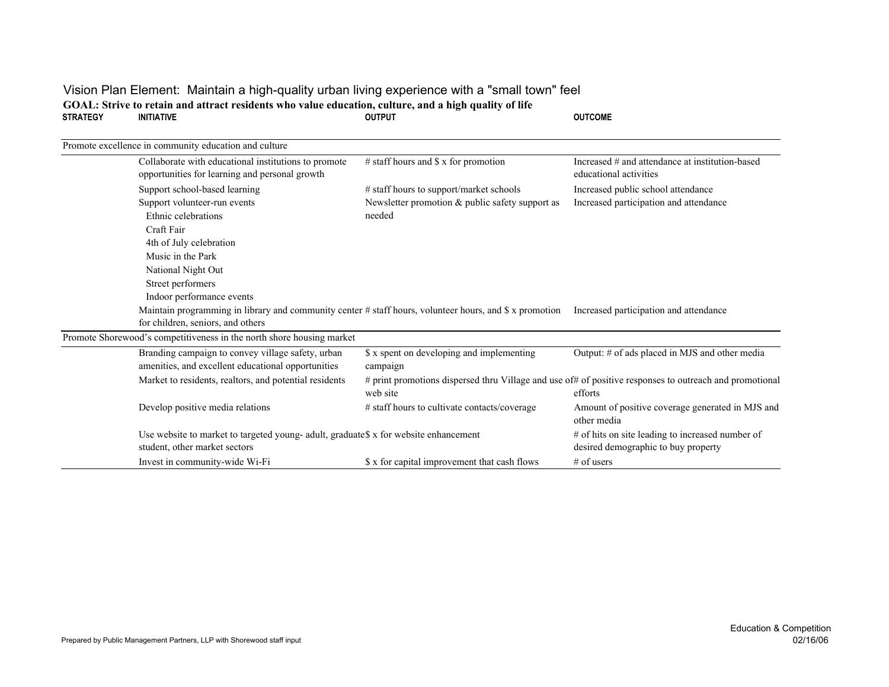Vision Plan Element: Maintain a high-quality urban living experience with a "small town" feel

**GOAL: Strive to retain and attract residents who value education, culture, and a high quality of life**

| STRATEGY | INITIATIVE | OUTPUT | OUTCOME |
|---|---|---|---|
| Promote excellence in community education and culture | | | |
| | Collaborate with educational institutions to promote opportunities for learning and personal growth | # staff hours and $ x for promotion | Increased # and attendance at institution-based educational activities |
| | Support school-based learning | # staff hours to support/market schools | Increased public school attendance |
| | Support volunteer-run events<br>Ethnic celebrations<br>Craft Fair<br>4th of July celebration<br>Music in the Park<br>National Night Out<br>Street performers<br>Indoor performance events | Newsletter promotion & public safety support as needed | Increased participation and attendance |
| | Maintain programming in library and community center for children, seniors, and others | # staff hours, volunteer hours, and $ x promotion | Increased participation and attendance |
| Promote Shorewood's competitiveness in the north shore housing market | | | |
| | Branding campaign to convey village safety, urban amenities, and excellent educational opportunities | $ x spent on developing and implementing campaign | Output: # of ads placed in MJS and other media |
| | Market to residents, realtors, and potential residents | # print promotions dispersed thru Village and use of web site | # of positive responses to outreach and promotional efforts |
| | Develop positive media relations | # staff hours to cultivate contacts/coverage | Amount of positive coverage generated in MJS and other media |
| | Use website to market to targeted young- adult, graduate student, other market sectors | $ x for website enhancement | # of hits on site leading to increased number of desired demographic to buy property |
| | Invest in community-wide Wi-Fi | $ x for capital improvement that cash flows | # of users |

Prepared by Public Management Partners, LLP with Shorewood staff input

Education & Competition
02/16/06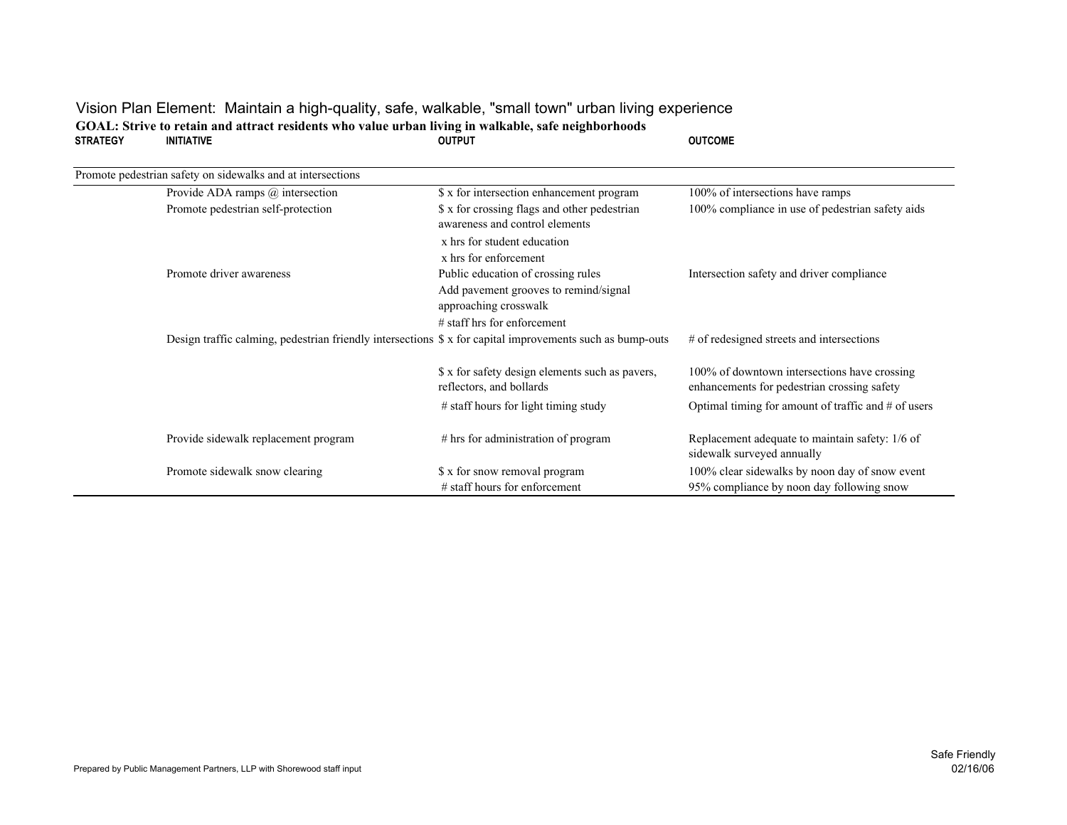Vision Plan Element: Maintain a high-quality, safe, walkable, "small town" urban living experience

**GOAL: Strive to retain and attract residents who value urban living in walkable, safe neighborhoods**

| STRATEGY | INITIATIVE | OUTPUT | OUTCOME |
|---|---|---|---|
| Promote pedestrian safety on sidewalks and at intersections | | | |
| | Provide ADA ramps @ intersection | $ x for intersection enhancement program | 100% of intersections have ramps |
| | Promote pedestrian self-protection | $ x for crossing flags and other pedestrian awareness and control elements | 100% compliance in use of pedestrian safety aids |
| | | x hrs for student education | |
| | | x hrs for enforcement | |
| | Promote driver awareness | Public education of crossing rules | Intersection safety and driver compliance |
| | | Add pavement grooves to remind/signal approaching crosswalk | |
| | | # staff hrs for enforcement | |
| | Design traffic calming, pedestrian friendly intersections | $ x for capital improvements such as bump-outs | # of redesigned streets and intersections |
| | | $ x for safety design elements such as pavers, reflectors, and bollards | 100% of downtown intersections have crossing enhancements for pedestrian crossing safety |
| | | # staff hours for light timing study | Optimal timing for amount of traffic and # of users |
| | Provide sidewalk replacement program | # hrs for administration of program | Replacement adequate to maintain safety: 1/6 of sidewalk surveyed annually |
| | Promote sidewalk snow clearing | $ x for snow removal program | 100% clear sidewalks by noon day of snow event |
| | | # staff hours for enforcement | 95% compliance by noon day following snow |

Prepared by Public Management Partners, LLP with Shorewood staff input

Safe Friendly
02/16/06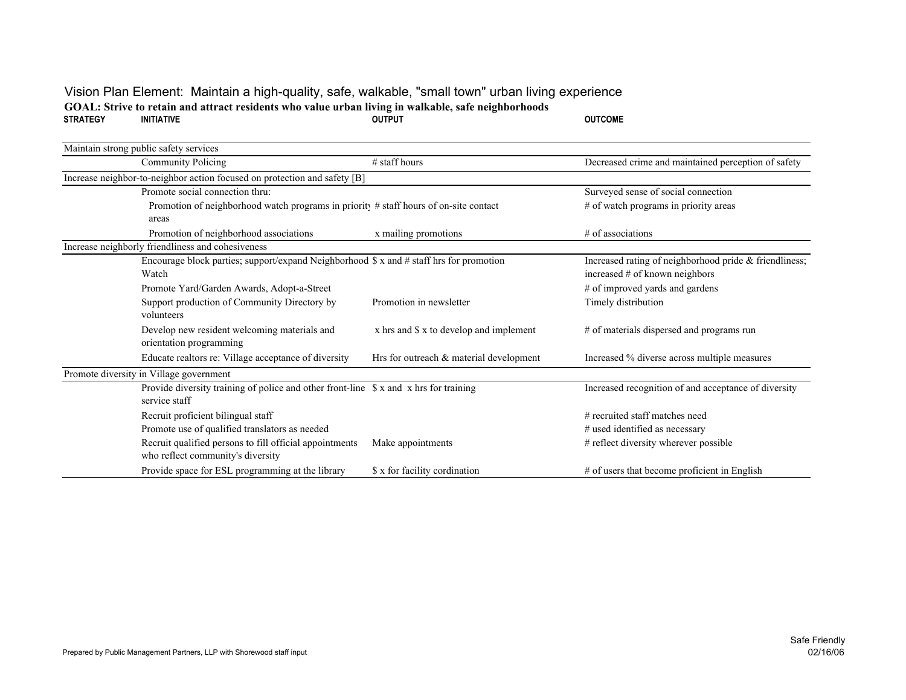# Vision Plan Element: Maintain a high-quality, safe, walkable, "small town" urban living experience

**GOAL: Strive to retain and attract residents who value urban living in walkable, safe neighborhoods**

| STRATEGY | INITIATIVE | OUTPUT | OUTCOME |
|---|---|---|---|
| Maintain strong public safety services | | | |
| | Community Policing | # staff hours | Decreased crime and maintained perception of safety |
| Increase neighbor-to-neighbor action focused on protection and safety [B] | | | |
| | Promote social connection thru: | | Surveyed sense of social connection |
| | Promotion of neighborhood watch programs in priority areas | # staff hours of on-site contact | # of watch programs in priority areas |
| | Promotion of neighborhood associations | x mailing promotions | # of associations |
| Increase neighborly friendliness and cohesiveness | | | |
| | Encourage block parties; support/expand Neighborhood Watch | $ x and # staff hrs for promotion | Increased rating of neighborhood pride & friendliness; increased # of known neighbors |
| | Promote Yard/Garden Awards, Adopt-a-Street | | # of improved yards and gardens |
| | Support production of Community Directory by volunteers | Promotion in newsletter | Timely distribution |
| | Develop new resident welcoming materials and orientation programming | x hrs and $ x to develop and implement | # of materials dispersed and programs run |
| | Educate realtors re: Village acceptance of diversity | Hrs for outreach & material development | Increased % diverse across multiple measures |
| Promote diversity in Village government | | | |
| | Provide diversity training of police and other front-line service staff | $ x and x hrs for training | Increased recognition of and acceptance of diversity |
| | Recruit proficient bilingual staff | | # recruited staff matches need |
| | Promote use of qualified translators as needed | | # used identified as necessary |
| | Recruit qualified persons to fill official appointments who reflect community's diversity | Make appointments | # reflect diversity wherever possible |
| | Provide space for ESL programming at the library | $ x for facility cordination | # of users that become proficient in English |

Prepared by Public Management Partners, LLP with Shorewood staff input

Safe Friendly
02/16/06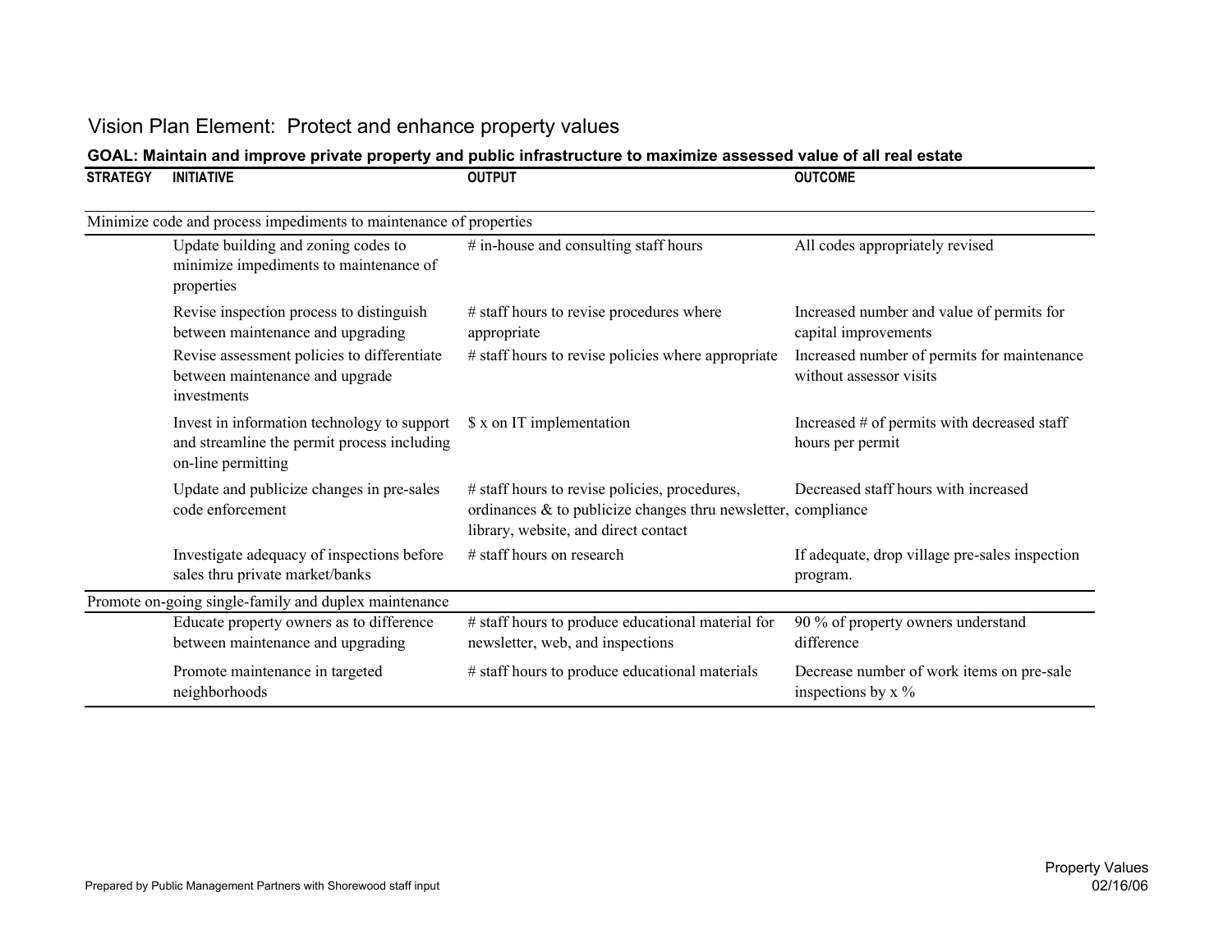## Vision Plan Element: Protect and enhance property values

**GOAL: Maintain and improve private property and public infrastructure to maximize assessed value of all real estate**

| STRATEGY | INITIATIVE | OUTPUT | OUTCOME |
|---|---|---|---|
| Minimize code and process impediments to maintenance of properties | | | |
| | Update building and zoning codes to minimize impediments to maintenance of properties | # in-house and consulting staff hours | All codes appropriately revised |
| | Revise inspection process to distinguish between maintenance and upgrading | # staff hours to revise procedures where appropriate | Increased number and value of permits for capital improvements |
| | Revise assessment policies to differentiate between maintenance and upgrade investments | # staff hours to revise policies where appropriate | Increased number of permits for maintenance without assessor visits |
| | Invest in information technology to support and streamline the permit process including on-line permitting | $ x on IT implementation | Increased # of permits with decreased staff hours per permit |
| | Update and publicize changes in pre-sales code enforcement | # staff hours to revise policies, procedures, ordinances & to publicize changes thru newsletter, library, website, and direct contact | Decreased staff hours with increased compliance |
| | Investigate adequacy of inspections before sales thru private market/banks | # staff hours on research | If adequate, drop village pre-sales inspection program. |
| Promote on-going single-family and duplex maintenance | | | |
| | Educate property owners as to difference between maintenance and upgrading | # staff hours to produce educational material for newsletter, web, and inspections | 90 % of property owners understand difference |
| | Promote maintenance in targeted neighborhoods | # staff hours to produce educational materials | Decrease number of work items on pre-sale inspections by x % |

Prepared by Public Management Partners with Shorewood staff input

Property Values
02/16/06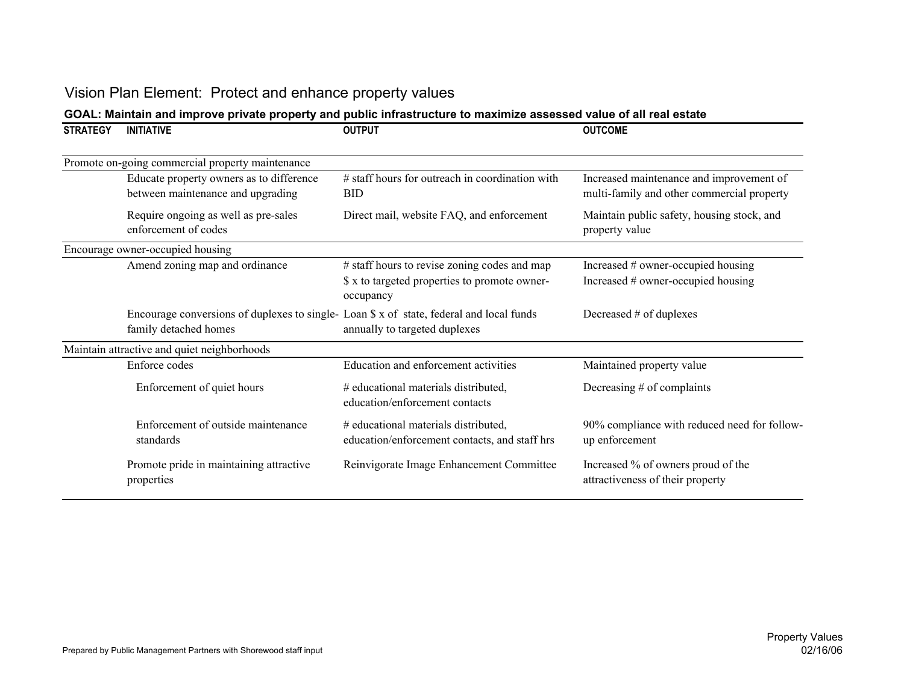# Vision Plan Element: Protect and enhance property values

**GOAL: Maintain and improve private property and public infrastructure to maximize assessed value of all real estate**

| STRATEGY | INITIATIVE | OUTPUT | OUTCOME |
|---|---|---|---|
| Promote on-going commercial property maintenance | | | |
| | Educate property owners as to difference between maintenance and upgrading | # staff hours for outreach in coordination with BID | Increased maintenance and improvement of multi-family and other commercial property |
| | Require ongoing as well as pre-sales enforcement of codes | Direct mail, website FAQ, and enforcement | Maintain public safety, housing stock, and property value |
| Encourage owner-occupied housing | | | |
| | Amend zoning map and ordinance | # staff hours to revise zoning codes and map<br>$ x to targeted properties to promote owner-occupancy | Increased # owner-occupied housing<br>Increased # owner-occupied housing |
| | Encourage conversions of duplexes to single-family detached homes | Loan $ x of state, federal and local funds annually to targeted duplexes | Decreased # of duplexes |
| Maintain attractive and quiet neighborhoods | | | |
| | Enforce codes | Education and enforcement activities | Maintained property value |
| | Enforcement of quiet hours | # educational materials distributed, education/enforcement contacts | Decreasing # of complaints |
| | Enforcement of outside maintenance standards | # educational materials distributed, education/enforcement contacts, and staff hrs | 90% compliance with reduced need for follow-up enforcement |
| | Promote pride in maintaining attractive properties | Reinvigorate Image Enhancement Committee | Increased % of owners proud of the attractiveness of their property |

Prepared by Public Management Partners with Shorewood staff input

Property Values
02/16/06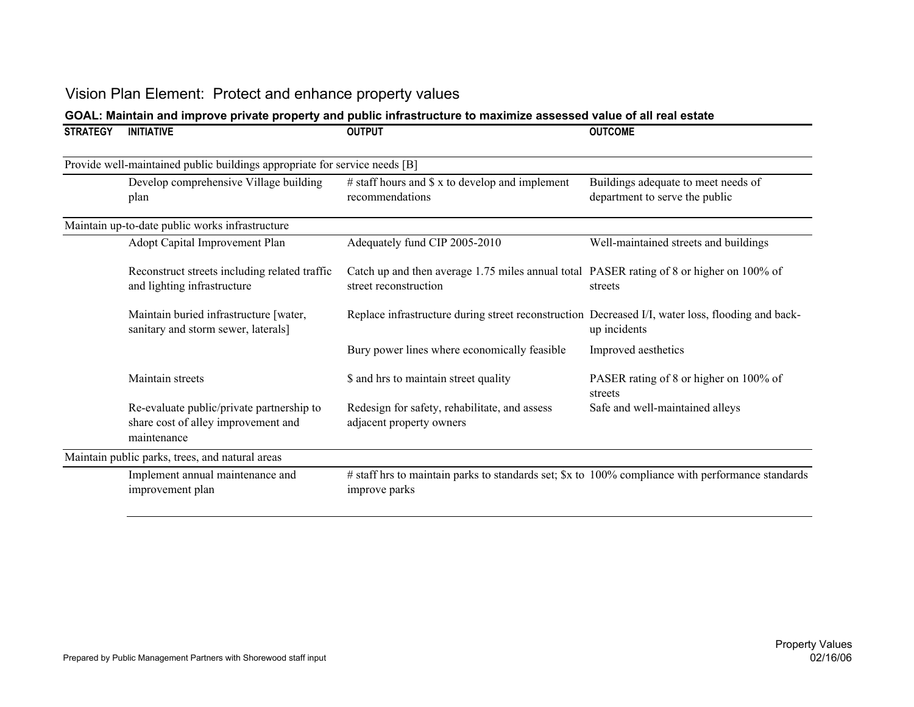# Vision Plan Element: Protect and enhance property values

**GOAL: Maintain and improve private property and public infrastructure to maximize assessed value of all real estate**

| STRATEGY | INITIATIVE | OUTPUT | OUTCOME |
|---|---|---|---|
| Provide well-maintained public buildings appropriate for service needs [B] | | | |
| | Develop comprehensive Village building plan | # staff hours and $ x to develop and implement recommendations | Buildings adequate to meet needs of department to serve the public |
| Maintain up-to-date public works infrastructure | | | |
| | Adopt Capital Improvement Plan | Adequately fund CIP 2005-2010 | Well-maintained streets and buildings |
| | Reconstruct streets including related traffic and lighting infrastructure | Catch up and then average 1.75 miles annual total street reconstruction | PASER rating of 8 or higher on 100% of streets |
| | Maintain buried infrastructure [water, sanitary and storm sewer, laterals] | Replace infrastructure during street reconstruction | Decreased I/I, water loss, flooding and back-up incidents |
| | | Bury power lines where economically feasible | Improved aesthetics |
| | Maintain streets | $ and hrs to maintain street quality | PASER rating of 8 or higher on 100% of streets |
| | Re-evaluate public/private partnership to share cost of alley improvement and maintenance | Redesign for safety, rehabilitate, and assess adjacent property owners | Safe and well-maintained alleys |
| Maintain public parks, trees, and natural areas | | | |
| | Implement annual maintenance and improvement plan | # staff hrs to maintain parks to standards set; $x to improve parks | 100% compliance with performance standards |

Prepared by Public Management Partners with Shorewood staff input

Property Values
02/16/06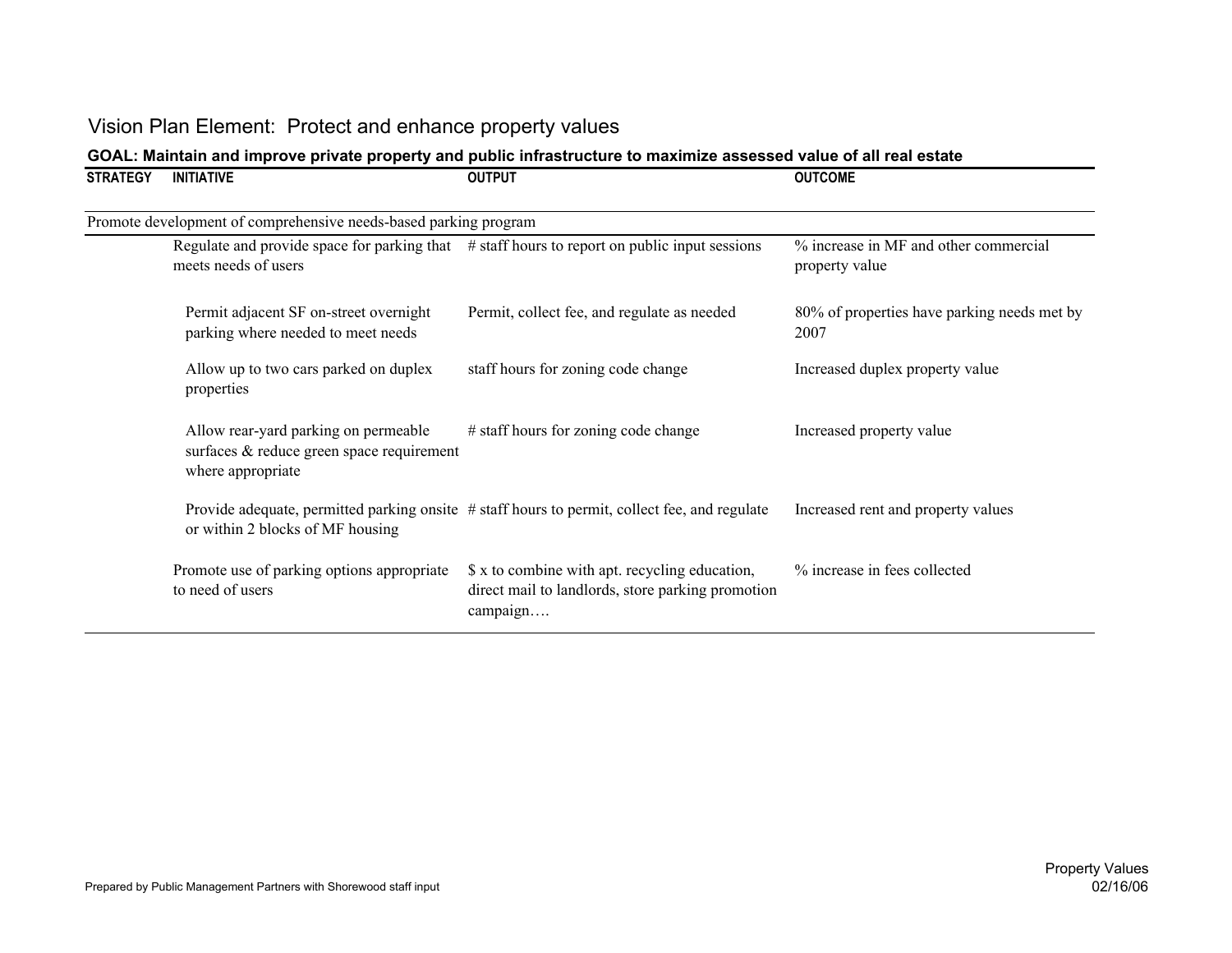# Vision Plan Element: Protect and enhance property values

**GOAL: Maintain and improve private property and public infrastructure to maximize assessed value of all real estate**

| STRATEGY | INITIATIVE | OUTPUT | OUTCOME |
|---|---|---|---|
| Promote development of comprehensive needs-based parking program | | | |
| | Regulate and provide space for parking that meets needs of users | # staff hours to report on public input sessions | % increase in MF and other commercial property value |
| | Permit adjacent SF on-street overnight parking where needed to meet needs | Permit, collect fee, and regulate as needed | 80% of properties have parking needs met by 2007 |
| | Allow up to two cars parked on duplex properties | staff hours for zoning code change | Increased duplex property value |
| | Allow rear-yard parking on permeable surfaces & reduce green space requirement where appropriate | # staff hours for zoning code change | Increased property value |
| | Provide adequate, permitted parking onsite or within 2 blocks of MF housing | # staff hours to permit, collect fee, and regulate | Increased rent and property values |
| | Promote use of parking options appropriate to need of users | $ x to combine with apt. recycling education, direct mail to landlords, store parking promotion campaign…. | % increase in fees collected |

Prepared by Public Management Partners with Shorewood staff input

Property Values
02/16/06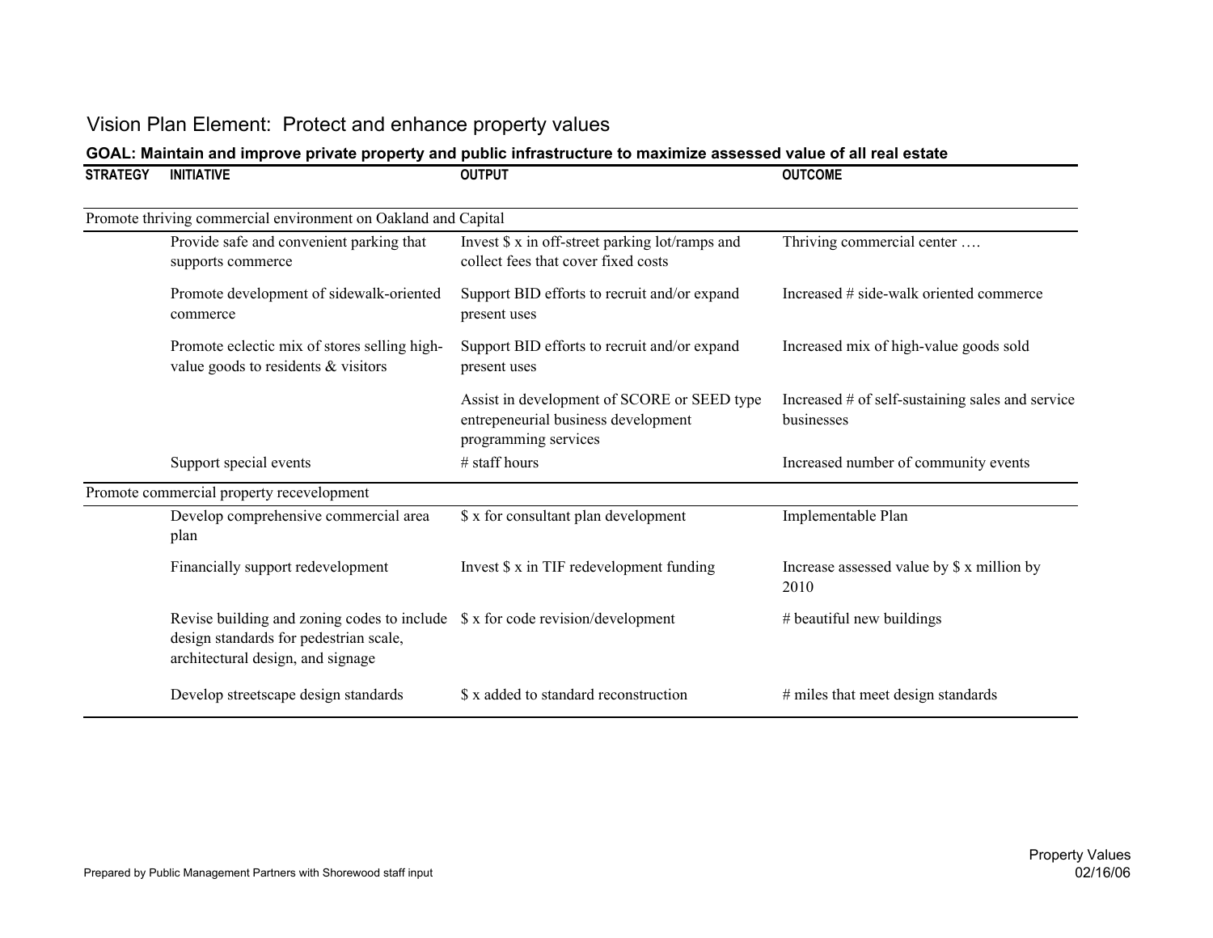# Vision Plan Element: Protect and enhance property values

**GOAL: Maintain and improve private property and public infrastructure to maximize assessed value of all real estate**

| STRATEGY | INITIATIVE | OUTPUT | OUTCOME |
|---|---|---|---|
| Promote thriving commercial environment on Oakland and Capital | | | |
| | Provide safe and convenient parking that supports commerce | Invest $ x in off-street parking lot/ramps and collect fees that cover fixed costs | Thriving commercial center …. |
| | Promote development of sidewalk-oriented commerce | Support BID efforts to recruit and/or expand present uses | Increased # side-walk oriented commerce |
| | Promote eclectic mix of stores selling high-value goods to residents & visitors | Support BID efforts to recruit and/or expand present uses | Increased mix of high-value goods sold |
| | | Assist in development of SCORE or SEED type entrepeneurial business development programming services | Increased # of self-sustaining sales and service businesses |
| | Support special events | # staff hours | Increased number of community events |
| Promote commercial property recevelopment | | | |
| | Develop comprehensive commercial area plan | $ x for consultant plan development | Implementable Plan |
| | Financially support redevelopment | Invest $ x in TIF redevelopment funding | Increase assessed value by $ x million by 2010 |
| | Revise building and zoning codes to include design standards for pedestrian scale, architectural design, and signage | $ x for code revision/development | # beautiful new buildings |
| | Develop streetscape design standards | $ x added to standard reconstruction | # miles that meet design standards |

Prepared by Public Management Partners with Shorewood staff input

Property Values
02/16/06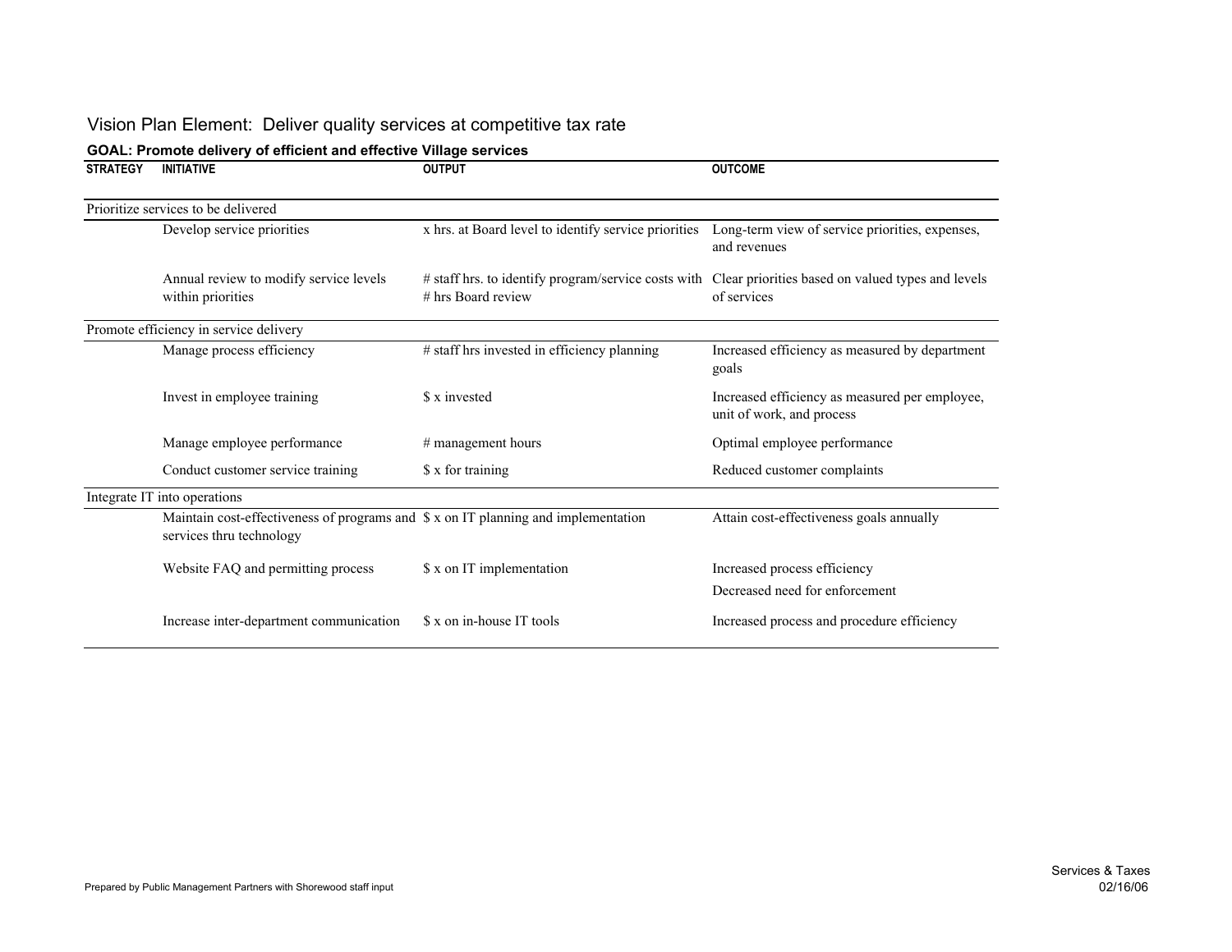# Vision Plan Element: Deliver quality services at competitive tax rate

**GOAL: Promote delivery of efficient and effective Village services**

| STRATEGY | INITIATIVE | OUTPUT | OUTCOME |
|---|---|---|---|
| Prioritize services to be delivered | | | |
| | Develop service priorities | x hrs. at Board level to identify service priorities | Long-term view of service priorities, expenses, and revenues |
| | Annual review to modify service levels within priorities | # staff hrs. to identify program/service costs with # hrs Board review | Clear priorities based on valued types and levels of services |
| Promote efficiency in service delivery | | | |
| | Manage process efficiency | # staff hrs invested in efficiency planning | Increased efficiency as measured by department goals |
| | Invest in employee training | $ x invested | Increased efficiency as measured per employee, unit of work, and process |
| | Manage employee performance | # management hours | Optimal employee performance |
| | Conduct customer service training | $ x for training | Reduced customer complaints |
| Integrate IT into operations | | | |
| | Maintain cost-effectiveness of programs and services thru technology | $ x on IT planning and implementation | Attain cost-effectiveness goals annually |
| | Website FAQ and permitting process | $ x on IT implementation | Increased process efficiency<br>Decreased need for enforcement |
| | Increase inter-department communication | $ x on in-house IT tools | Increased process and procedure efficiency |

Prepared by Public Management Partners with Shorewood staff input

Services & Taxes
02/16/06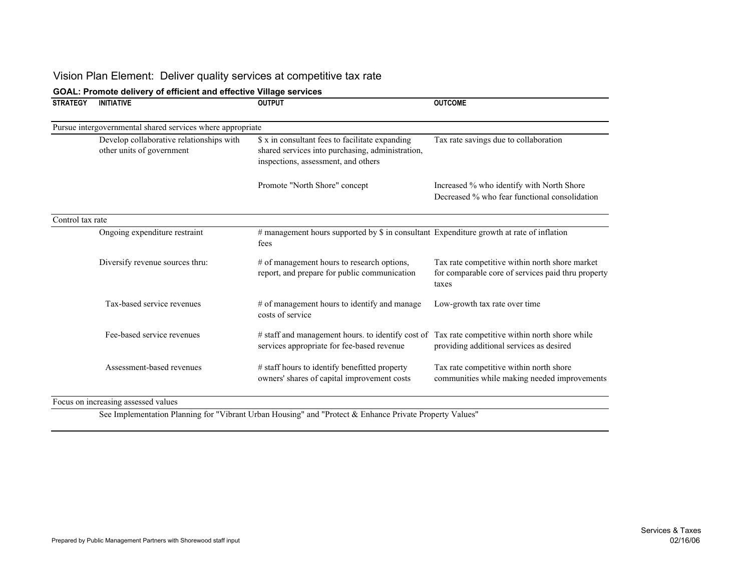# Vision Plan Element: Deliver quality services at competitive tax rate

**GOAL: Promote delivery of efficient and effective Village services**

| STRATEGY | INITIATIVE | OUTPUT | OUTCOME |
|---|---|---|---|
| Pursue intergovernmental shared services where appropriate | | | |
| | Develop collaborative relationships with other units of government | $ x in consultant fees to facilitate expanding shared services into purchasing, administration, inspections, assessment, and others | Tax rate savings due to collaboration |
| | | Promote "North Shore" concept | Increased % who identify with North Shore<br>Decreased % who fear functional consolidation |
| Control tax rate | | | |
| | Ongoing expenditure restraint | # management hours supported by $ in consultant fees | Expenditure growth at rate of inflation |
| | Diversify revenue sources thru: | # of management hours to research options, report, and prepare for public communication | Tax rate competitive within north shore market for comparable core of services paid thru property taxes |
| | Tax-based service revenues | # of management hours to identify and manage costs of service | Low-growth tax rate over time |
| | Fee-based service revenues | # staff and management hours. to identify cost of services appropriate for fee-based revenue | Tax rate competitive within north shore while providing additional services as desired |
| | Assessment-based revenues | # staff hours to identify benefitted property owners' shares of capital improvement costs | Tax rate competitive within north shore communities while making needed improvements |
| Focus on increasing assessed values | | | |
| | See Implementation Planning for "Vibrant Urban Housing" and "Protect & Enhance Private Property Values" | | |

Prepared by Public Management Partners with Shorewood staff input

Services & Taxes
02/16/06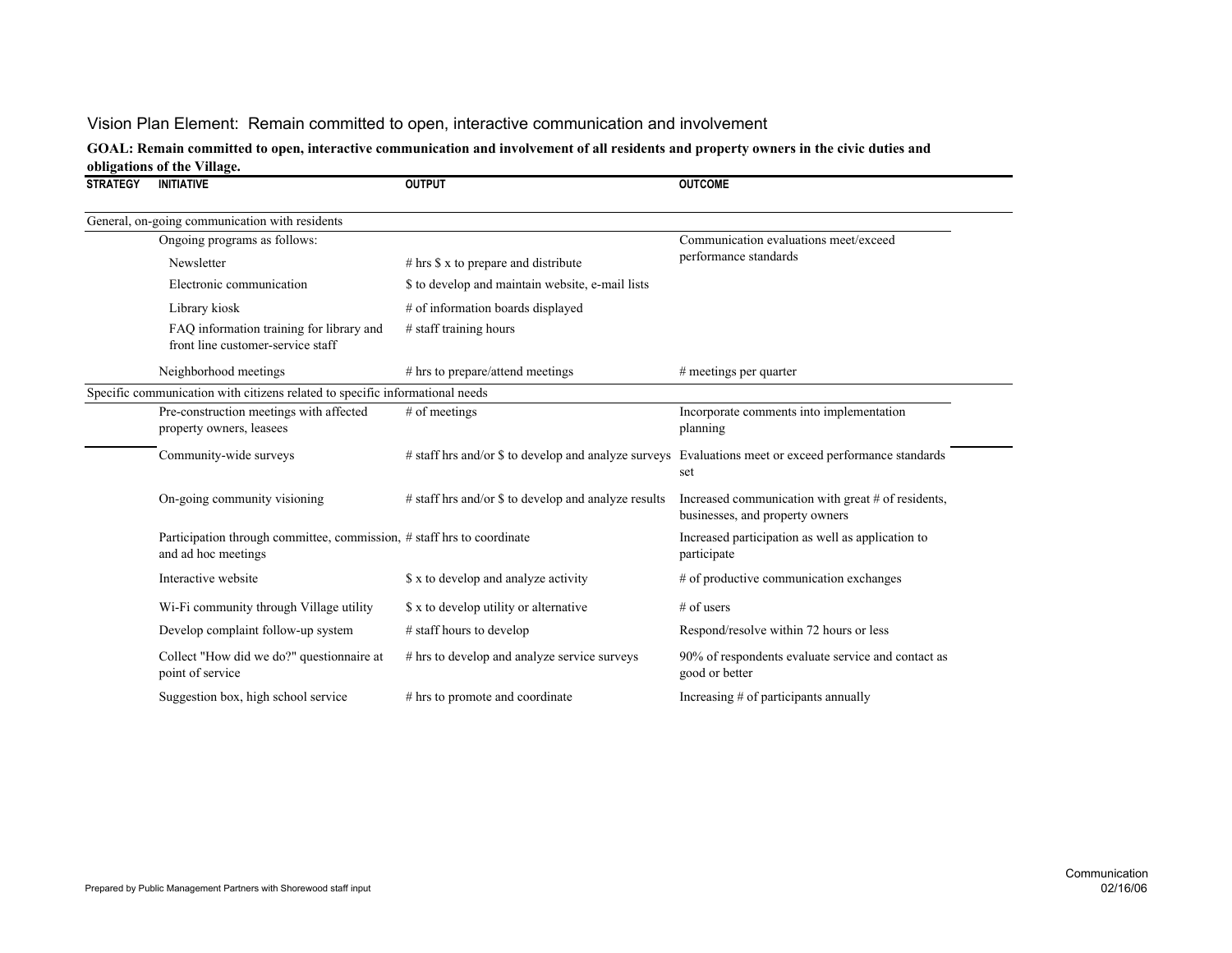Vision Plan Element: Remain committed to open, interactive communication and involvement

**GOAL: Remain committed to open, interactive communication and involvement of all residents and property owners in the civic duties and obligations of the Village.**

| STRATEGY | INITIATIVE | OUTPUT | OUTCOME |
|---|---|---|---|
| General, on-going communication with residents | | | |
| | Ongoing programs as follows: | | Communication evaluations meet/exceed performance standards |
| | Newsletter | # hrs $ x to prepare and distribute | |
| | Electronic communication | $ to develop and maintain website, e-mail lists | |
| | Library kiosk | # of information boards displayed | |
| | FAQ information training for library and front line customer-service staff | # staff training hours | |
| | Neighborhood meetings | # hrs to prepare/attend meetings | # meetings per quarter |
| Specific communication with citizens related to specific informational needs | | | |
| | Pre-construction meetings with affected property owners, leasees | # of meetings | Incorporate comments into implementation planning |
| | Community-wide surveys | # staff hrs and/or $ to develop and analyze surveys | Evaluations meet or exceed performance standards set |
| | On-going community visioning | # staff hrs and/or $ to develop and analyze results | Increased communication with great # of residents, businesses, and property owners |
| | Participation through committee, commission, and ad hoc meetings | # staff hrs to coordinate | Increased participation as well as application to participate |
| | Interactive website | $ x to develop and analyze activity | # of productive communication exchanges |
| | Wi-Fi community through Village utility | $ x to develop utility or alternative | # of users |
| | Develop complaint follow-up system | # staff hours to develop | Respond/resolve within 72 hours or less |
| | Collect "How did we do?" questionnaire at point of service | # hrs to develop and analyze service surveys | 90% of respondents evaluate service and contact as good or better |
| | Suggestion box, high school service | # hrs to promote and coordinate | Increasing # of participants annually |

Prepared by Public Management Partners with Shorewood staff input

Communication
02/16/06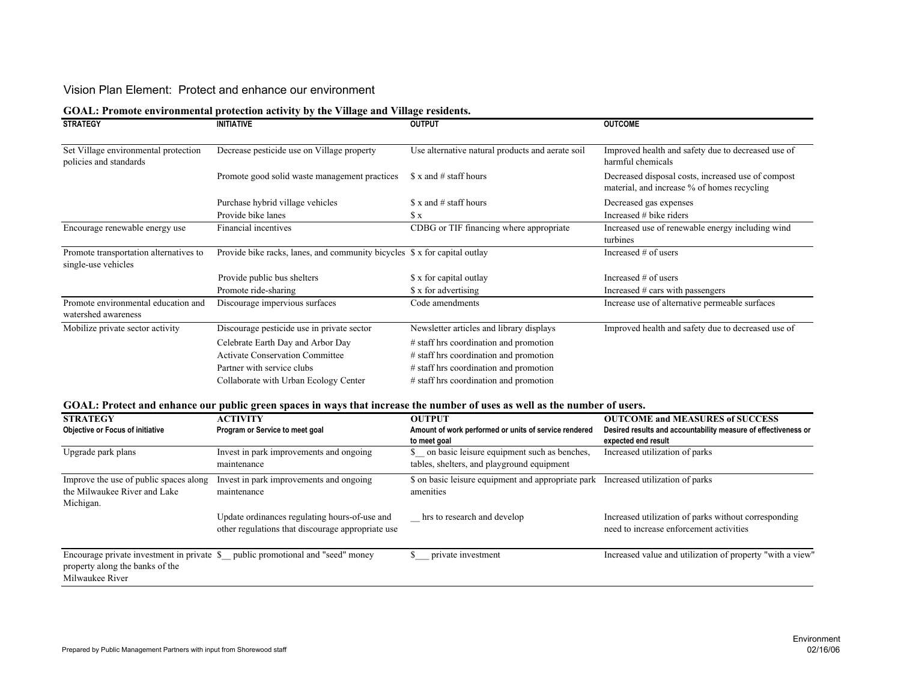Vision Plan Element: Protect and enhance our environment

**GOAL: Promote environmental protection activity by the Village and Village residents.**

| STRATEGY | INITIATIVE | OUTPUT | OUTCOME |
|---|---|---|---|
| Set Village environmental protection policies and standards | Decrease pesticide use on Village property | Use alternative natural products and aerate soil | Improved health and safety due to decreased use of harmful chemicals |
| | Promote good solid waste management practices | $ x and # staff hours | Decreased disposal costs, increased use of compost material, and increase % of homes recycling |
| | Purchase hybrid village vehicles | $ x and # staff hours | Decreased gas expenses |
| | Provide bike lanes | $ x | Increased # bike riders |
| Encourage renewable energy use | Financial incentives | CDBG or TIF financing where appropriate | Increased use of renewable energy including wind turbines |
| Promote transportation alternatives to single-use vehicles | Provide bike racks, lanes, and community bicycles | $ x for capital outlay | Increased # of users |
| | Provide public bus shelters | $ x for capital outlay | Increased # of users |
| | Promote ride-sharing | $ x for advertising | Increased # cars with passengers |
| Promote environmental education and watershed awareness | Discourage impervious surfaces | Code amendments | Increase use of alternative permeable surfaces |
| Mobilize private sector activity | Discourage pesticide use in private sector | Newsletter articles and library displays | Improved health and safety due to decreased use of |
| | Celebrate Earth Day and Arbor Day | # staff hrs coordination and promotion | |
| | Activate Conservation Committee | # staff hrs coordination and promotion | |
| | Partner with service clubs | # staff hrs coordination and promotion | |
| | Collaborate with Urban Ecology Center | # staff hrs coordination and promotion | |

**GOAL: Protect and enhance our public green spaces in ways that increase the number of uses as well as the number of users.**

| STRATEGY<br>Objective or Focus of initiative | ACTIVITY<br>Program or Service to meet goal | OUTPUT<br>Amount of work performed or units of service rendered to meet goal | OUTCOME and MEASURES of SUCCESS<br>Desired results and accountability measure of effectiveness or expected end result |
|---|---|---|---|
| Upgrade park plans | Invest in park improvements and ongoing maintenance | $__ on basic leisure equipment such as benches, tables, shelters, and playground equipment | Increased utilization of parks |
| Improve the use of public spaces along the Milwaukee River and Lake Michigan. | Invest in park improvements and ongoing maintenance | $ on basic leisure equipment and appropriate park amenities | Increased utilization of parks |
| | Update ordinances regulating hours-of-use and other regulations that discourage appropriate use | __ hrs to research and develop | Increased utilization of parks without corresponding need to increase enforcement activities |
| Encourage private investment in private property along the banks of the Milwaukee River | $__ public promotional and "seed" money | $___ private investment | Increased value and utilization of property "with a view" |

Prepared by Public Management Partners with input from Shorewood staff

Environment
02/16/06